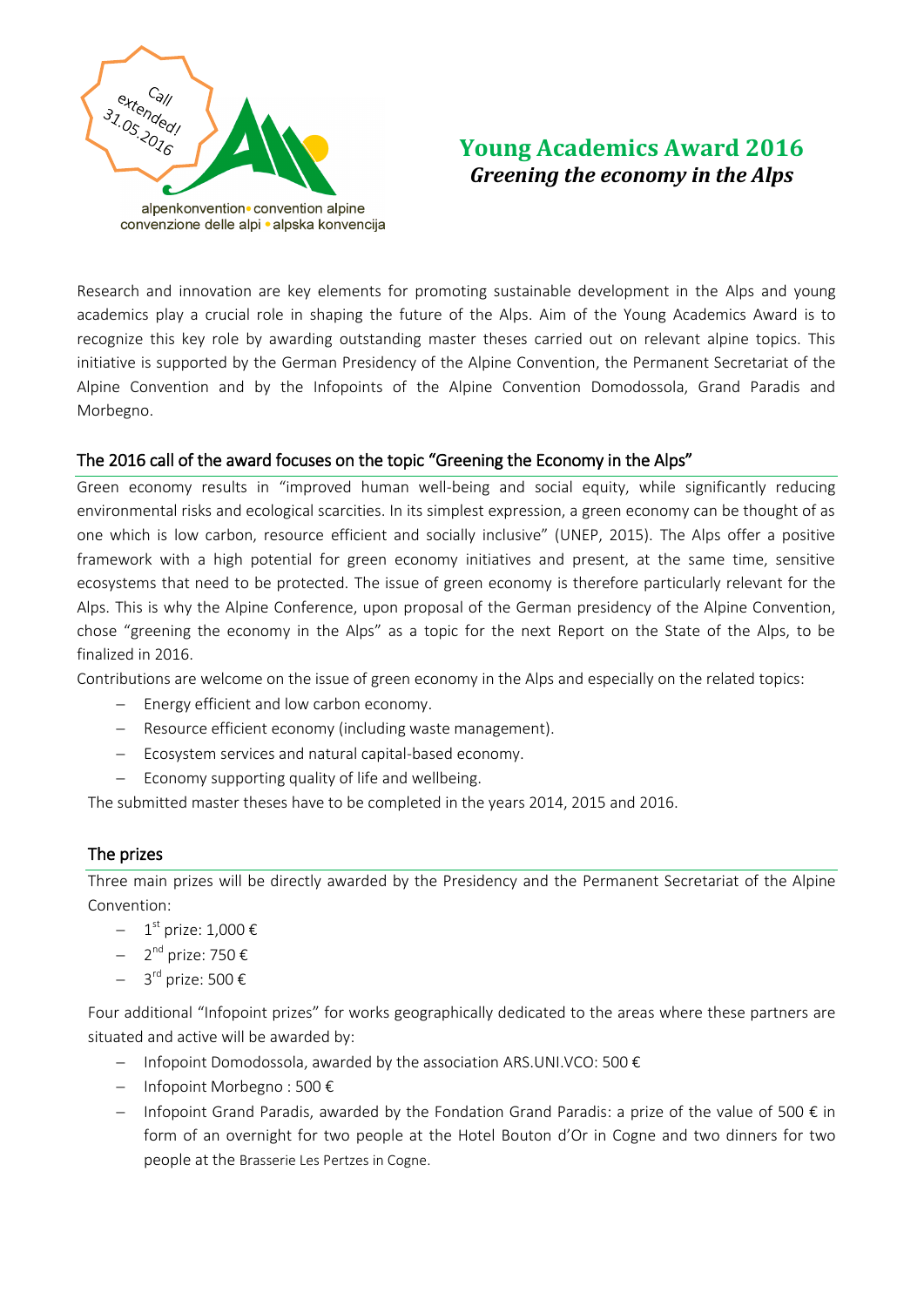Call extended! 31.05.2016

alpenkonvention • convention alpine
convenzione delle alpi • alpska konvencija

# Young Academics Award 2016
## *Greening the economy in the Alps*

Research and innovation are key elements for promoting sustainable development in the Alps and young academics play a crucial role in shaping the future of the Alps. Aim of the Young Academics Award is to recognize this key role by awarding outstanding master theses carried out on relevant alpine topics. This initiative is supported by the German Presidency of the Alpine Convention, the Permanent Secretariat of the Alpine Convention and by the Infopoints of the Alpine Convention Domodossola, Grand Paradis and Morbegno.

## The 2016 call of the award focuses on the topic "Greening the Economy in the Alps"

Green economy results in "improved human well-being and social equity, while significantly reducing environmental risks and ecological scarcities. In its simplest expression, a green economy can be thought of as one which is low carbon, resource efficient and socially inclusive" (UNEP, 2015). The Alps offer a positive framework with a high potential for green economy initiatives and present, at the same time, sensitive ecosystems that need to be protected. The issue of green economy is therefore particularly relevant for the Alps. This is why the Alpine Conference, upon proposal of the German presidency of the Alpine Convention, chose "greening the economy in the Alps" as a topic for the next Report on the State of the Alps, to be finalized in 2016.

Contributions are welcome on the issue of green economy in the Alps and especially on the related topics:

- Energy efficient and low carbon economy.
- Resource efficient economy (including waste management).
- Ecosystem services and natural capital-based economy.
- Economy supporting quality of life and wellbeing.

The submitted master theses have to be completed in the years 2014, 2015 and 2016.

## The prizes

Three main prizes will be directly awarded by the Presidency and the Permanent Secretariat of the Alpine Convention:

- 1st prize: 1,000 €
- 2nd prize: 750 €
- 3rd prize: 500 €

Four additional "Infopoint prizes" for works geographically dedicated to the areas where these partners are situated and active will be awarded by:

- Infopoint Domodossola, awarded by the association ARS.UNI.VCO: 500 €
- Infopoint Morbegno : 500 €
- Infopoint Grand Paradis, awarded by the Fondation Grand Paradis: a prize of the value of 500 € in form of an overnight for two people at the Hotel Bouton d'Or in Cogne and two dinners for two people at the Brasserie Les Pertzes in Cogne.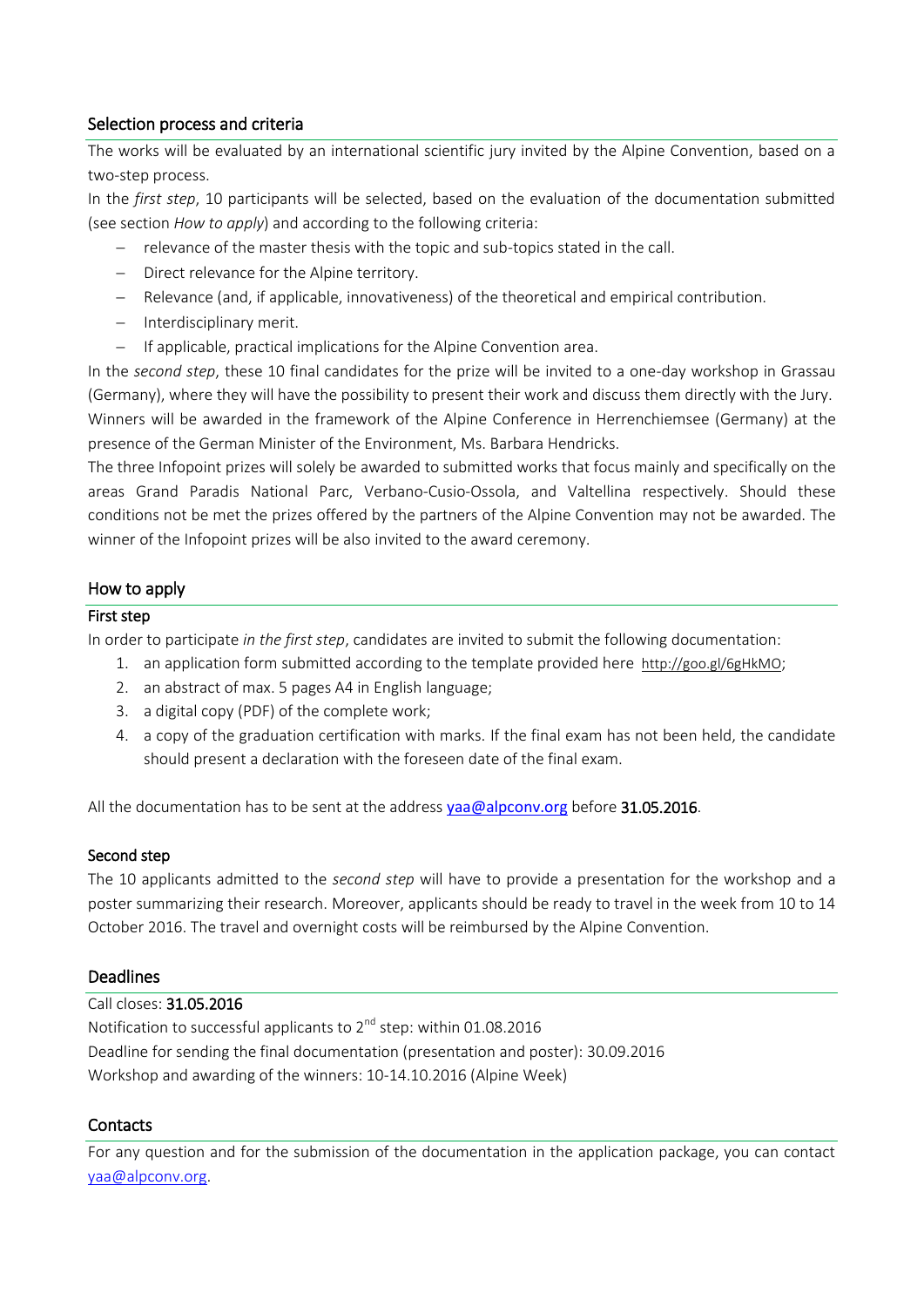## Selection process and criteria

The works will be evaluated by an international scientific jury invited by the Alpine Convention, based on a two-step process.

In the *first step*, 10 participants will be selected, based on the evaluation of the documentation submitted (see section *How to apply*) and according to the following criteria:

- relevance of the master thesis with the topic and sub-topics stated in the call.
- Direct relevance for the Alpine territory.
- Relevance (and, if applicable, innovativeness) of the theoretical and empirical contribution.
- Interdisciplinary merit.
- If applicable, practical implications for the Alpine Convention area.

In the *second step*, these 10 final candidates for the prize will be invited to a one-day workshop in Grassau (Germany), where they will have the possibility to present their work and discuss them directly with the Jury. Winners will be awarded in the framework of the Alpine Conference in Herrenchiemsee (Germany) at the presence of the German Minister of the Environment, Ms. Barbara Hendricks.

The three Infopoint prizes will solely be awarded to submitted works that focus mainly and specifically on the areas Grand Paradis National Parc, Verbano-Cusio-Ossola, and Valtellina respectively. Should these conditions not be met the prizes offered by the partners of the Alpine Convention may not be awarded. The winner of the Infopoint prizes will be also invited to the award ceremony.

## How to apply

### First step

In order to participate *in the first step*, candidates are invited to submit the following documentation:

1. an application form submitted according to the template provided here http://goo.gl/6gHkMO;
2. an abstract of max. 5 pages A4 in English language;
3. a digital copy (PDF) of the complete work;
4. a copy of the graduation certification with marks. If the final exam has not been held, the candidate should present a declaration with the foreseen date of the final exam.

All the documentation has to be sent at the address yaa@alpconv.org before **31.05.2016**.

### Second step

The 10 applicants admitted to the *second step* will have to provide a presentation for the workshop and a poster summarizing their research. Moreover, applicants should be ready to travel in the week from 10 to 14 October 2016. The travel and overnight costs will be reimbursed by the Alpine Convention.

## Deadlines

Call closes: **31.05.2016**

Notification to successful applicants to 2nd step: within 01.08.2016

Deadline for sending the final documentation (presentation and poster): 30.09.2016

Workshop and awarding of the winners: 10-14.10.2016 (Alpine Week)

## Contacts

For any question and for the submission of the documentation in the application package, you can contact yaa@alpconv.org.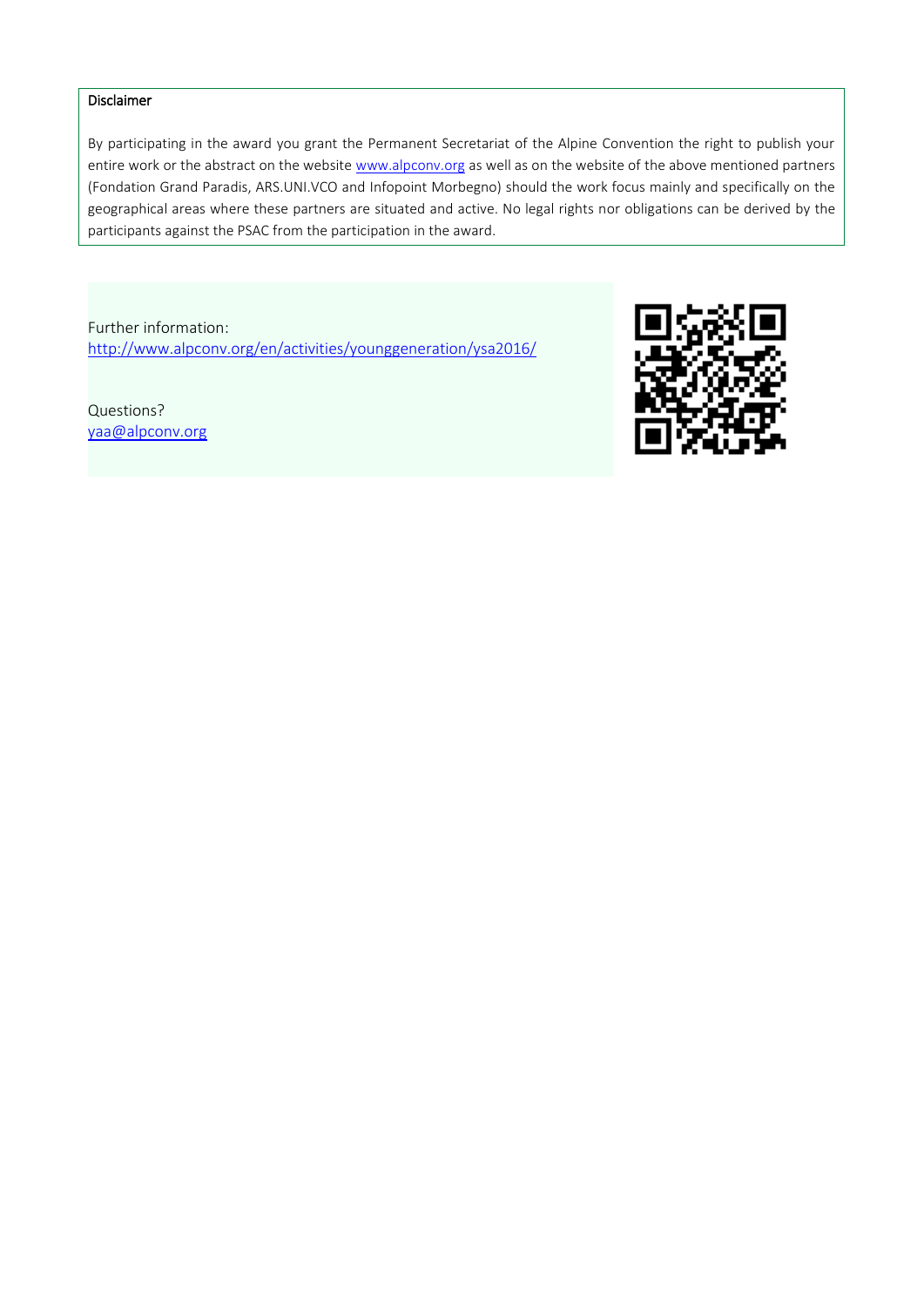**Disclaimer**

By participating in the award you grant the Permanent Secretariat of the Alpine Convention the right to publish your entire work or the abstract on the website www.alpconv.org as well as on the website of the above mentioned partners (Fondation Grand Paradis, ARS.UNI.VCO and Infopoint Morbegno) should the work focus mainly and specifically on the geographical areas where these partners are situated and active. No legal rights nor obligations can be derived by the participants against the PSAC from the participation in the award.

Further information:
http://www.alpconv.org/en/activities/younggeneration/ysa2016/

Questions?
yaa@alpconv.org